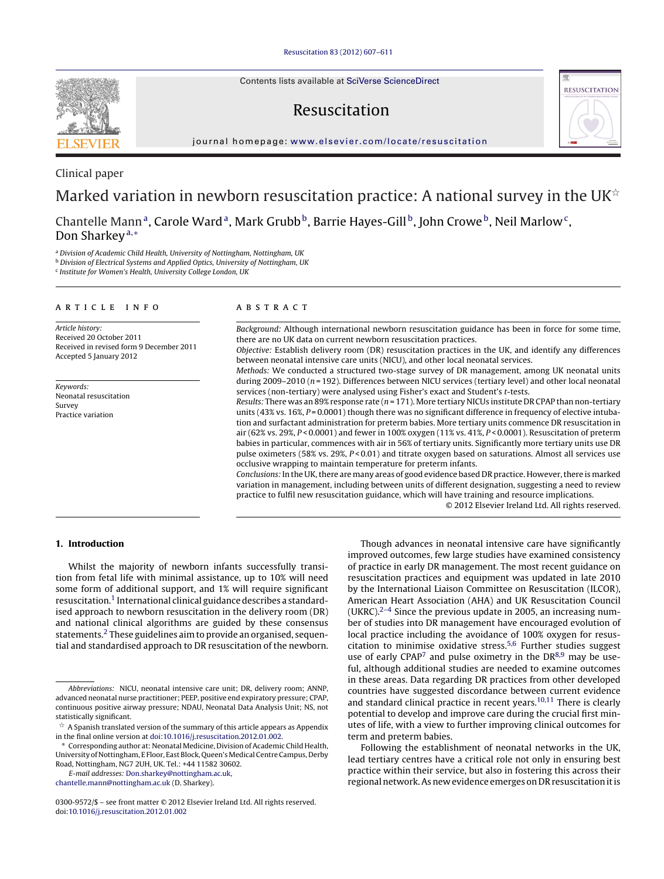Clinical paper

# Marked variation in newborn resuscitation practice: A national survey in the UK[☆]

Chantelle Mann[a], Carole Ward[a], Mark Grubb[b], Barrie Hayes-Gill[b], John Crowe[b], Neil Marlow[c], Don Sharkey[a,*]

[a] Division of Academic Child Health, University of Nottingham, Nottingham, UK
[b] Division of Electrical Systems and Applied Optics, University of Nottingham, UK
[c] Institute for Women's Health, University College London, UK

## ARTICLE INFO

*Article history:*
Received 20 October 2011
Received in revised form 9 December 2011
Accepted 5 January 2012

*Keywords:*
Neonatal resuscitation
Survey
Practice variation

## ABSTRACT

*Background:* Although international newborn resuscitation guidance has been in force for some time, there are no UK data on current newborn resuscitation practices.

*Objective:* Establish delivery room (DR) resuscitation practices in the UK, and identify any differences between neonatal intensive care units (NICU), and other local neonatal services.

*Methods:* We conducted a structured two-stage survey of DR management, among UK neonatal units during 2009–2010 ($n = 192$). Differences between NICU services (tertiary level) and other local neonatal services (non-tertiary) were analysed using Fisher's exact and Student's $t$-tests.

*Results:* There was an 89% response rate ($n = 171$). More tertiary NICUs institute DR CPAP than non-tertiary units (43% vs. 16%, $P = 0.0001$) though there was no significant difference in frequency of elective intubation and surfactant administration for preterm babies. More tertiary units commence DR resuscitation in air (62% vs. 29%, $P < 0.0001$) and fewer in 100% oxygen (11% vs. 41%, $P < 0.0001$). Resuscitation of preterm babies in particular, commences with air in 56% of tertiary units. Significantly more tertiary units use DR pulse oximeters (58% vs. 29%, $P < 0.01$) and titrate oxygen based on saturations. Almost all services use occlusive wrapping to maintain temperature for preterm infants.

*Conclusions:* In the UK, there are many areas of good evidence based DR practice. However, there is marked variation in management, including between units of different designation, suggesting a need to review practice to fulfil new resuscitation guidance, which will have training and resource implications.

© 2012 Elsevier Ireland Ltd. All rights reserved.

## 1. Introduction

Whilst the majority of newborn infants successfully transition from fetal life with minimal assistance, up to 10% will need some form of additional support, and 1% will require significant resuscitation.[1] International clinical guidance describes a standardised approach to newborn resuscitation in the delivery room (DR) and national clinical algorithms are guided by these consensus statements.[2] These guidelines aim to provide an organised, sequential and standardised approach to DR resuscitation of the newborn.

Though advances in neonatal intensive care have significantly improved outcomes, few large studies have examined consistency of practice in early DR management. The most recent guidance on resuscitation practices and equipment was updated in late 2010 by the International Liaison Committee on Resuscitation (ILCOR), American Heart Association (AHA) and UK Resuscitation Council (UKRC).[2–4] Since the previous update in 2005, an increasing number of studies into DR management have encouraged evolution of local practice including the avoidance of 100% oxygen for resuscitation to minimise oxidative stress.[5,6] Further studies suggest use of early CPAP[7] and pulse oximetry in the DR[8,9] may be useful, although additional studies are needed to examine outcomes in these areas. Data regarding DR practices from other developed countries have suggested discordance between current evidence and standard clinical practice in recent years.[10,11] There is clearly potential to develop and improve care during the crucial first minutes of life, with a view to further improving clinical outcomes for term and preterm babies.

Following the establishment of neonatal networks in the UK, lead tertiary centres have a critical role not only in ensuring best practice within their service, but also in fostering this across their regional network. As new evidence emerges on DR resuscitation it is

---

*Abbreviations:* NICU, neonatal intensive care unit; DR, delivery room; ANNP, advanced neonatal nurse practitioner; PEEP, positive end expiratory pressure; CPAP, continuous positive airway pressure; NDAU, Neonatal Data Analysis Unit; NS, not statistically significant.

☆ A Spanish translated version of the summary of this article appears as Appendix in the final online version at doi:10.1016/j.resuscitation.2012.01.002.

\* Corresponding author at: Neonatal Medicine, Division of Academic Child Health, University of Nottingham, E Floor, East Block, Queen's Medical Centre Campus, Derby Road, Nottingham, NG7 2UH, UK. Tel.: +44 11582 30602.

*E-mail addresses:* Don.sharkey@nottingham.ac.uk, chantelle.mann@nottingham.ac.uk (D. Sharkey).

0300-9572/$ – see front matter © 2012 Elsevier Ireland Ltd. All rights reserved.
doi:10.1016/j.resuscitation.2012.01.002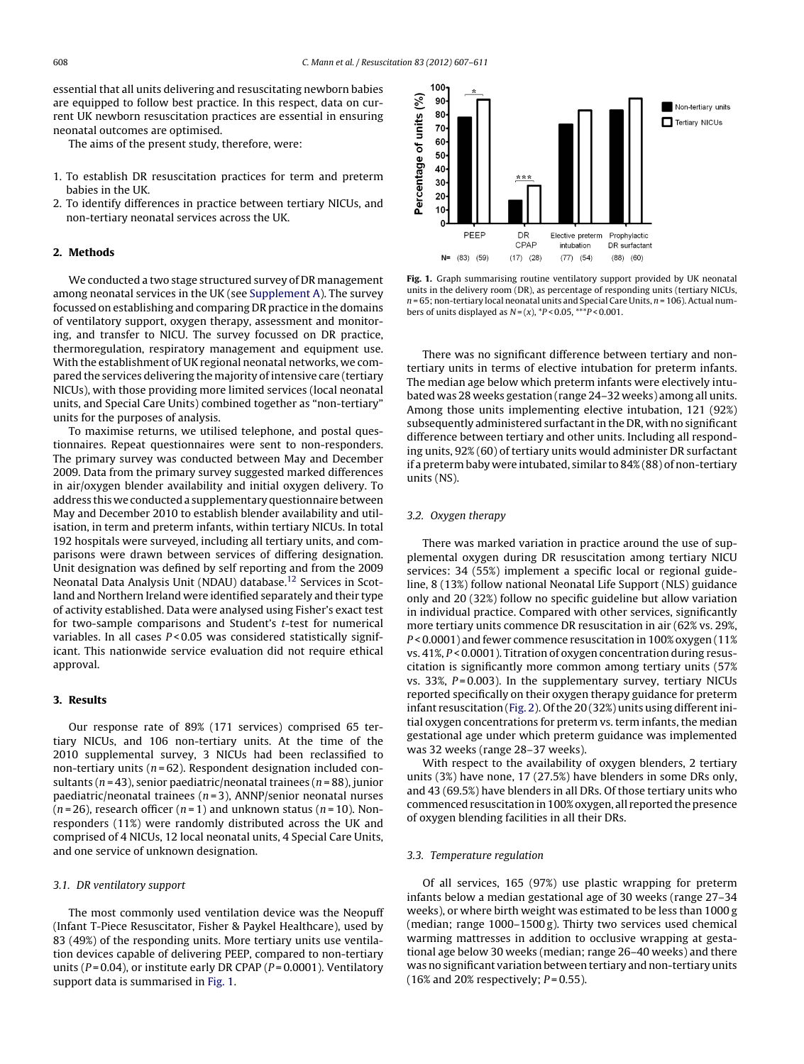essential that all units delivering and resuscitating newborn babies are equipped to follow best practice. In this respect, data on current UK newborn resuscitation practices are essential in ensuring neonatal outcomes are optimised.

The aims of the present study, therefore, were:

1. To establish DR resuscitation practices for term and preterm babies in the UK.
2. To identify differences in practice between tertiary NICUs, and non-tertiary neonatal services across the UK.

## 2. Methods

We conducted a two stage structured survey of DR management among neonatal services in the UK (see Supplement A). The survey focussed on establishing and comparing DR practice in the domains of ventilatory support, oxygen therapy, assessment and monitoring, and transfer to NICU. The survey focussed on DR practice, thermoregulation, respiratory management and equipment use. With the establishment of UK regional neonatal networks, we compared the services delivering the majority of intensive care (tertiary NICUs), with those providing more limited services (local neonatal units, and Special Care Units) combined together as "non-tertiary" units for the purposes of analysis.

To maximise returns, we utilised telephone, and postal questionnaires. Repeat questionnaires were sent to non-responders. The primary survey was conducted between May and December 2009. Data from the primary survey suggested marked differences in air/oxygen blender availability and initial oxygen delivery. To address this we conducted a supplementary questionnaire between May and December 2010 to establish blender availability and utilisation, in term and preterm infants, within tertiary NICUs. In total 192 hospitals were surveyed, including all tertiary units, and comparisons were drawn between services of differing designation. Unit designation was defined by self reporting and from the 2009 Neonatal Data Analysis Unit (NDAU) database.[12] Services in Scotland and Northern Ireland were identified separately and their type of activity established. Data were analysed using Fisher's exact test for two-sample comparisons and Student's $t$-test for numerical variables. In all cases $P < 0.05$ was considered statistically significant. This nationwide service evaluation did not require ethical approval.

## 3. Results

Our response rate of 89% (171 services) comprised 65 tertiary NICUs, and 106 non-tertiary units. At the time of the 2010 supplemental survey, 3 NICUs had been reclassified to non-tertiary units ($n = 62$). Respondent designation included consultants ($n = 43$), senior paediatric/neonatal trainees ($n = 88$), junior paediatric/neonatal trainees ($n = 3$), ANNP/senior neonatal nurses ($n = 26$), research officer ($n = 1$) and unknown status ($n = 10$). Non-responders (11%) were randomly distributed across the UK and comprised of 4 NICUs, 12 local neonatal units, 4 Special Care Units, and one service of unknown designation.

### 3.1. DR ventilatory support

The most commonly used ventilation device was the Neopuff (Infant T-Piece Resuscitator, Fisher & Paykel Healthcare), used by 83 (49%) of the responding units. More tertiary units use ventilation devices capable of delivering PEEP, compared to non-tertiary units ($P = 0.04$), or institute early DR CPAP ($P = 0.0001$). Ventilatory support data is summarised in Fig. 1.

**Fig. 1.** Graph summarising routine ventilatory support provided by UK neonatal units in the delivery room (DR), as percentage of responding units (tertiary NICUs, $n = 65$; non-tertiary local neonatal units and Special Care Units, $n = 106$). Actual numbers of units displayed as $N = (x)$, $^{*}P < 0.05$, $^{***}P < 0.001$.

There was no significant difference between tertiary and non-tertiary units in terms of elective intubation for preterm infants. The median age below which preterm infants were electively intubated was 28 weeks gestation (range 24–32 weeks) among all units. Among those units implementing elective intubation, 121 (92%) subsequently administered surfactant in the DR, with no significant difference between tertiary and other units. Including all responding units, 92% (60) of tertiary units would administer DR surfactant if a preterm baby were intubated, similar to 84% (88) of non-tertiary units (NS).

### 3.2. Oxygen therapy

There was marked variation in practice around the use of supplemental oxygen during DR resuscitation among tertiary NICU services: 34 (55%) implement a specific local or regional guideline, 8 (13%) follow national Neonatal Life Support (NLS) guidance only and 20 (32%) follow no specific guideline but allow variation in individual practice. Compared with other services, significantly more tertiary units commence DR resuscitation in air (62% vs. 29%, $P < 0.0001$) and fewer commence resuscitation in 100% oxygen (11% vs. 41%, $P < 0.0001$). Titration of oxygen concentration during resuscitation is significantly more common among tertiary units (57% vs. 33%, $P = 0.003$). In the supplementary survey, tertiary NICUs reported specifically on their oxygen therapy guidance for preterm infant resuscitation (Fig. 2). Of the 20 (32%) units using different initial oxygen concentrations for preterm vs. term infants, the median gestational age under which preterm guidance was implemented was 32 weeks (range 28–37 weeks).

With respect to the availability of oxygen blenders, 2 tertiary units (3%) have none, 17 (27.5%) have blenders in some DRs only, and 43 (69.5%) have blenders in all DRs. Of those tertiary units who commenced resuscitation in 100% oxygen, all reported the presence of oxygen blending facilities in all their DRs.

### 3.3. Temperature regulation

Of all services, 165 (97%) use plastic wrapping for preterm infants below a median gestational age of 30 weeks (range 27–34 weeks), or where birth weight was estimated to be less than 1000 g (median; range 1000–1500 g). Thirty two services used chemical warming mattresses in addition to occlusive wrapping at gestational age below 30 weeks (median; range 26–40 weeks) and there was no significant variation between tertiary and non-tertiary units (16% and 20% respectively; $P = 0.55$).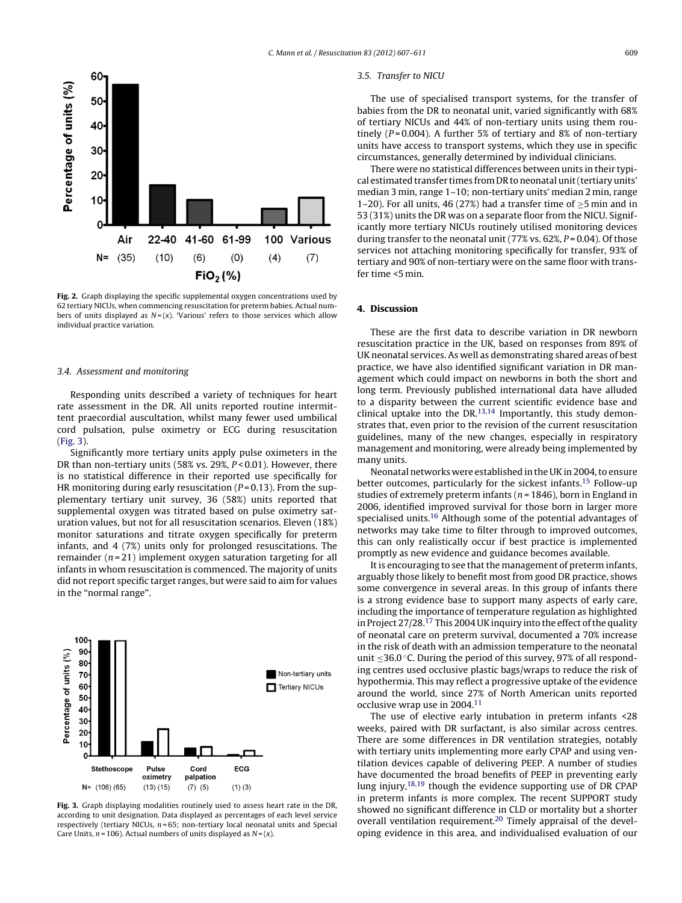Fig. 2. Graph displaying the specific supplemental oxygen concentrations used by 62 tertiary NICUs, when commencing resuscitation for preterm babies. Actual numbers of units displayed as N = (x). 'Various' refers to those services which allow individual practice variation.

### 3.4. Assessment and monitoring

Responding units described a variety of techniques for heart rate assessment in the DR. All units reported routine intermittent praecordial auscultation, whilst many fewer used umbilical cord pulsation, pulse oximetry or ECG during resuscitation (Fig. 3).

Significantly more tertiary units apply pulse oximeters in the DR than non-tertiary units (58% vs. 29%, $P < 0.01$). However, there is no statistical difference in their reported use specifically for HR monitoring during early resuscitation ($P = 0.13$). From the supplementary tertiary unit survey, 36 (58%) units reported that supplemental oxygen was titrated based on pulse oximetry saturation values, but not for all resuscitation scenarios. Eleven (18%) monitor saturations and titrate oxygen specifically for preterm infants, and 4 (7%) units only for prolonged resuscitations. The remainder ($n = 21$) implement oxygen saturation targeting for all infants in whom resuscitation is commenced. The majority of units did not report specific target ranges, but were said to aim for values in the "normal range".

Fig. 3. Graph displaying modalities routinely used to assess heart rate in the DR, according to unit designation. Data displayed as percentages of each level service respectively (tertiary NICUs, $n = 65$; non-tertiary local neonatal units and Special Care Units, $n = 106$). Actual numbers of units displayed as N = (x).

### 3.5. Transfer to NICU

The use of specialised transport systems, for the transfer of babies from the DR to neonatal unit, varied significantly with 68% of tertiary NICUs and 44% of non-tertiary units using them routinely ($P = 0.004$). A further 5% of tertiary and 8% of non-tertiary units have access to transport systems, which they use in specific circumstances, generally determined by individual clinicians.

There were no statistical differences between units in their typical estimated transfer times from DR to neonatal unit (tertiary units' median 3 min, range 1–10; non-tertiary units' median 2 min, range 1–20). For all units, 46 (27%) had a transfer time of ≥5 min and in 53 (31%) units the DR was on a separate floor from the NICU. Significantly more tertiary NICUs routinely utilised monitoring devices during transfer to the neonatal unit (77% vs. 62%, $P = 0.04$). Of those services not attaching monitoring specifically for transfer, 93% of tertiary and 90% of non-tertiary were on the same floor with transfer time <5 min.

## 4. Discussion

These are the first data to describe variation in DR newborn resuscitation practice in the UK, based on responses from 89% of UK neonatal services. As well as demonstrating shared areas of best practice, we have also identified significant variation in DR management which could impact on newborns in both the short and long term. Previously published international data have alluded to a disparity between the current scientific evidence base and clinical uptake into the DR.[13,14] Importantly, this study demonstrates that, even prior to the revision of the current resuscitation guidelines, many of the new changes, especially in respiratory management and monitoring, were already being implemented by many units.

Neonatal networks were established in the UK in 2004, to ensure better outcomes, particularly for the sickest infants.[15] Follow-up studies of extremely preterm infants ($n = 1846$), born in England in 2006, identified improved survival for those born in larger more specialised units.[16] Although some of the potential advantages of networks may take time to filter through to improved outcomes, this can only realistically occur if best practice is implemented promptly as new evidence and guidance becomes available.

It is encouraging to see that the management of preterm infants, arguably those likely to benefit most from good DR practice, shows some convergence in several areas. In this group of infants there is a strong evidence base to support many aspects of early care, including the importance of temperature regulation as highlighted in Project 27/28.[17] This 2004 UK inquiry into the effect of the quality of neonatal care on preterm survival, documented a 70% increase in the risk of death with an admission temperature to the neonatal unit ≤36.0 °C. During the period of this survey, 97% of all responding centres used occlusive plastic bags/wraps to reduce the risk of hypothermia. This may reflect a progressive uptake of the evidence around the world, since 27% of North American units reported occlusive wrap use in 2004.[11]

The use of elective early intubation in preterm infants <28 weeks, paired with DR surfactant, is also similar across centres. There are some differences in DR ventilation strategies, notably with tertiary units implementing more early CPAP and using ventilation devices capable of delivering PEEP. A number of studies have documented the broad benefits of PEEP in preventing early lung injury,[18,19] though the evidence supporting use of DR CPAP in preterm infants is more complex. The recent SUPPORT study showed no significant difference in CLD or mortality but a shorter overall ventilation requirement.[20] Timely appraisal of the developing evidence in this area, and individualised evaluation of our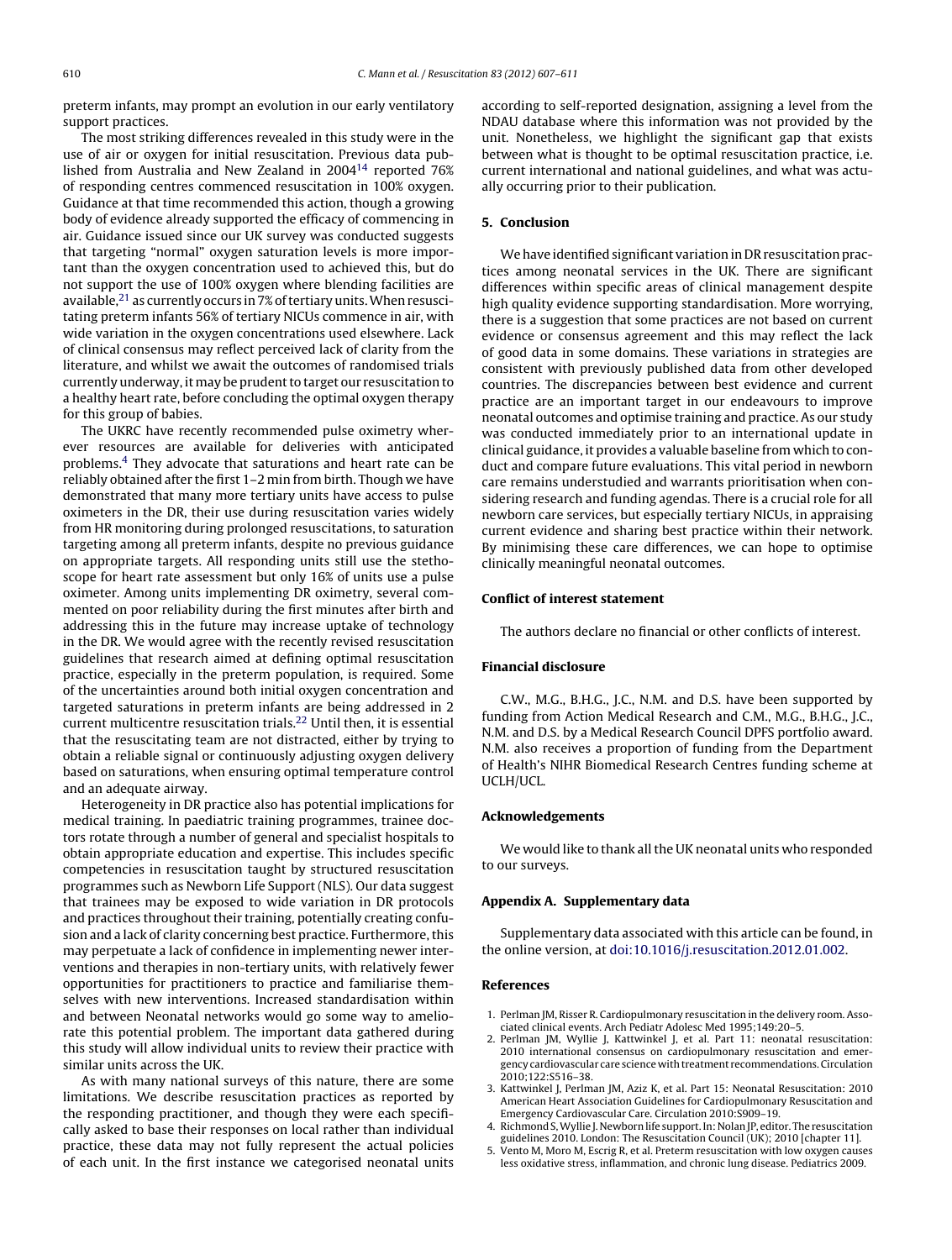preterm infants, may prompt an evolution in our early ventilatory support practices.

The most striking differences revealed in this study were in the use of air or oxygen for initial resuscitation. Previous data published from Australia and New Zealand in 2004[14] reported 76% of responding centres commenced resuscitation in 100% oxygen. Guidance at that time recommended this action, though a growing body of evidence already supported the efficacy of commencing in air. Guidance issued since our UK survey was conducted suggests that targeting "normal" oxygen saturation levels is more important than the oxygen concentration used to achieved this, but do not support the use of 100% oxygen where blending facilities are available,[21] as currently occurs in 7% of tertiary units. When resuscitating preterm infants 56% of tertiary NICUs commence in air, with wide variation in the oxygen concentrations used elsewhere. Lack of clinical consensus may reflect perceived lack of clarity from the literature, and whilst we await the outcomes of randomised trials currently underway, it may be prudent to target our resuscitation to a healthy heart rate, before concluding the optimal oxygen therapy for this group of babies.

The UKRC have recently recommended pulse oximetry wherever resources are available for deliveries with anticipated problems.[4] They advocate that saturations and heart rate can be reliably obtained after the first 1–2 min from birth. Though we have demonstrated that many more tertiary units have access to pulse oximeters in the DR, their use during resuscitation varies widely from HR monitoring during prolonged resuscitations, to saturation targeting among all preterm infants, despite no previous guidance on appropriate targets. All responding units still use the stethoscope for heart rate assessment but only 16% of units use a pulse oximeter. Among units implementing DR oximetry, several commented on poor reliability during the first minutes after birth and addressing this in the future may increase uptake of technology in the DR. We would agree with the recently revised resuscitation guidelines that research aimed at defining optimal resuscitation practice, especially in the preterm population, is required. Some of the uncertainties around both initial oxygen concentration and targeted saturations in preterm infants are being addressed in 2 current multicentre resuscitation trials.[22] Until then, it is essential that the resuscitating team are not distracted, either by trying to obtain a reliable signal or continuously adjusting oxygen delivery based on saturations, when ensuring optimal temperature control and an adequate airway.

Heterogeneity in DR practice also has potential implications for medical training. In paediatric training programmes, trainee doctors rotate through a number of general and specialist hospitals to obtain appropriate education and expertise. This includes specific competencies in resuscitation taught by structured resuscitation programmes such as Newborn Life Support (NLS). Our data suggest that trainees may be exposed to wide variation in DR protocols and practices throughout their training, potentially creating confusion and a lack of clarity concerning best practice. Furthermore, this may perpetuate a lack of confidence in implementing newer interventions and therapies in non-tertiary units, with relatively fewer opportunities for practitioners to practice and familiarise themselves with new interventions. Increased standardisation within and between Neonatal networks would go some way to ameliorate this potential problem. The important data gathered during this study will allow individual units to review their practice with similar units across the UK.

As with many national surveys of this nature, there are some limitations. We describe resuscitation practices as reported by the responding practitioner, and though they were each specifically asked to base their responses on local rather than individual practice, these data may not fully represent the actual policies of each unit. In the first instance we categorised neonatal units according to self-reported designation, assigning a level from the NDAU database where this information was not provided by the unit. Nonetheless, we highlight the significant gap that exists between what is thought to be optimal resuscitation practice, i.e. current international and national guidelines, and what was actually occurring prior to their publication.

## 5. Conclusion

We have identified significant variation in DR resuscitation practices among neonatal services in the UK. There are significant differences within specific areas of clinical management despite high quality evidence supporting standardisation. More worrying, there is a suggestion that some practices are not based on current evidence or consensus agreement and this may reflect the lack of good data in some domains. These variations in strategies are consistent with previously published data from other developed countries. The discrepancies between best evidence and current practice are an important target in our endeavours to improve neonatal outcomes and optimise training and practice. As our study was conducted immediately prior to an international update in clinical guidance, it provides a valuable baseline from which to conduct and compare future evaluations. This vital period in newborn care remains understudied and warrants prioritisation when considering research and funding agendas. There is a crucial role for all newborn care services, but especially tertiary NICUs, in appraising current evidence and sharing best practice within their network. By minimising these care differences, we can hope to optimise clinically meaningful neonatal outcomes.

## Conflict of interest statement

The authors declare no financial or other conflicts of interest.

## Financial disclosure

C.W., M.G., B.H.G., J.C., N.M. and D.S. have been supported by funding from Action Medical Research and C.M., M.G., B.H.G., J.C., N.M. and D.S. by a Medical Research Council DPFS portfolio award. N.M. also receives a proportion of funding from the Department of Health's NIHR Biomedical Research Centres funding scheme at UCLH/UCL.

## Acknowledgements

We would like to thank all the UK neonatal units who responded to our surveys.

## Appendix A. Supplementary data

Supplementary data associated with this article can be found, in the online version, at doi:10.1016/j.resuscitation.2012.01.002.

## References

1. Perlman JM, Risser R. Cardiopulmonary resuscitation in the delivery room. Associated clinical events. Arch Pediatr Adolesc Med 1995;149:20–5.
2. Perlman JM, Wyllie J, Kattwinkel J, et al. Part 11: neonatal resuscitation: 2010 international consensus on cardiopulmonary resuscitation and emergency cardiovascular care science with treatment recommendations. Circulation 2010;122:S516–38.
3. Kattwinkel J, Perlman JM, Aziz K, et al. Part 15: Neonatal Resuscitation: 2010 American Heart Association Guidelines for Cardiopulmonary Resuscitation and Emergency Cardiovascular Care. Circulation 2010:S909–19.
4. Richmond S, Wyllie J. Newborn life support. In: Nolan JP, editor. The resuscitation guidelines 2010. London: The Resuscitation Council (UK); 2010 [chapter 11].
5. Vento M, Moro M, Escrig R, et al. Preterm resuscitation with low oxygen causes less oxidative stress, inflammation, and chronic lung disease. Pediatrics 2009.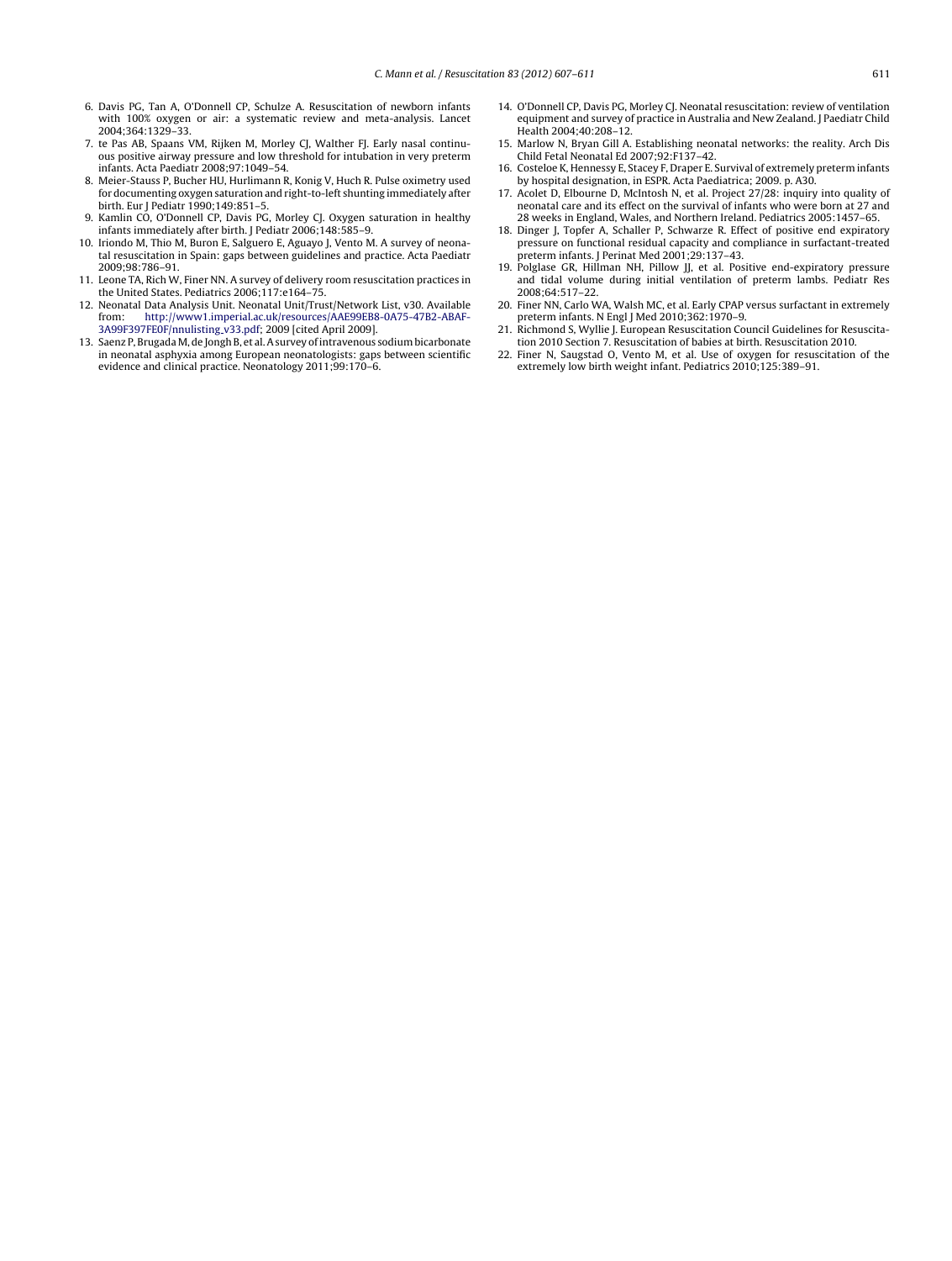6. Davis PG, Tan A, O'Donnell CP, Schulze A. Resuscitation of newborn infants with 100% oxygen or air: a systematic review and meta-analysis. Lancet 2004;364:1329–33.
7. te Pas AB, Spaans VM, Rijken M, Morley CJ, Walther FJ. Early nasal continuous positive airway pressure and low threshold for intubation in very preterm infants. Acta Paediatr 2008;97:1049–54.
8. Meier-Stauss P, Bucher HU, Hurlimann R, Konig V, Huch R. Pulse oximetry used for documenting oxygen saturation and right-to-left shunting immediately after birth. Eur J Pediatr 1990;149:851–5.
9. Kamlin CO, O'Donnell CP, Davis PG, Morley CJ. Oxygen saturation in healthy infants immediately after birth. J Pediatr 2006;148:585–9.
10. Iriondo M, Thio M, Buron E, Salguero E, Aguayo J, Vento M. A survey of neonatal resuscitation in Spain: gaps between guidelines and practice. Acta Paediatr 2009;98:786–91.
11. Leone TA, Rich W, Finer NN. A survey of delivery room resuscitation practices in the United States. Pediatrics 2006;117:e164–75.
12. Neonatal Data Analysis Unit. Neonatal Unit/Trust/Network List, v30. Available from: http://www1.imperial.ac.uk/resources/AAE99EB8-0A75-47B2-ABAF-3A99F397FE0F/nnulisting_v33.pdf; 2009 [cited April 2009].
13. Saenz P, Brugada M, de Jongh B, et al. A survey of intravenous sodium bicarbonate in neonatal asphyxia among European neonatologists: gaps between scientific evidence and clinical practice. Neonatology 2011;99:170–6.
14. O'Donnell CP, Davis PG, Morley CJ. Neonatal resuscitation: review of ventilation equipment and survey of practice in Australia and New Zealand. J Paediatr Child Health 2004;40:208–12.
15. Marlow N, Bryan Gill A. Establishing neonatal networks: the reality. Arch Dis Child Fetal Neonatal Ed 2007;92:F137–42.
16. Costeloe K, Hennessy E, Stacey F, Draper E. Survival of extremely preterm infants by hospital designation, in ESPR. Acta Paediatrica; 2009. p. A30.
17. Acolet D, Elbourne D, McIntosh N, et al. Project 27/28: inquiry into quality of neonatal care and its effect on the survival of infants who were born at 27 and 28 weeks in England, Wales, and Northern Ireland. Pediatrics 2005:1457–65.
18. Dinger J, Topfer A, Schaller P, Schwarze R. Effect of positive end expiratory pressure on functional residual capacity and compliance in surfactant-treated preterm infants. J Perinat Med 2001;29:137–43.
19. Polglase GR, Hillman NH, Pillow JJ, et al. Positive end-expiratory pressure and tidal volume during initial ventilation of preterm lambs. Pediatr Res 2008;64:517–22.
20. Finer NN, Carlo WA, Walsh MC, et al. Early CPAP versus surfactant in extremely preterm infants. N Engl J Med 2010;362:1970–9.
21. Richmond S, Wyllie J. European Resuscitation Council Guidelines for Resuscitation 2010 Section 7. Resuscitation of babies at birth. Resuscitation 2010.
22. Finer N, Saugstad O, Vento M, et al. Use of oxygen for resuscitation of the extremely low birth weight infant. Pediatrics 2010;125:389–91.